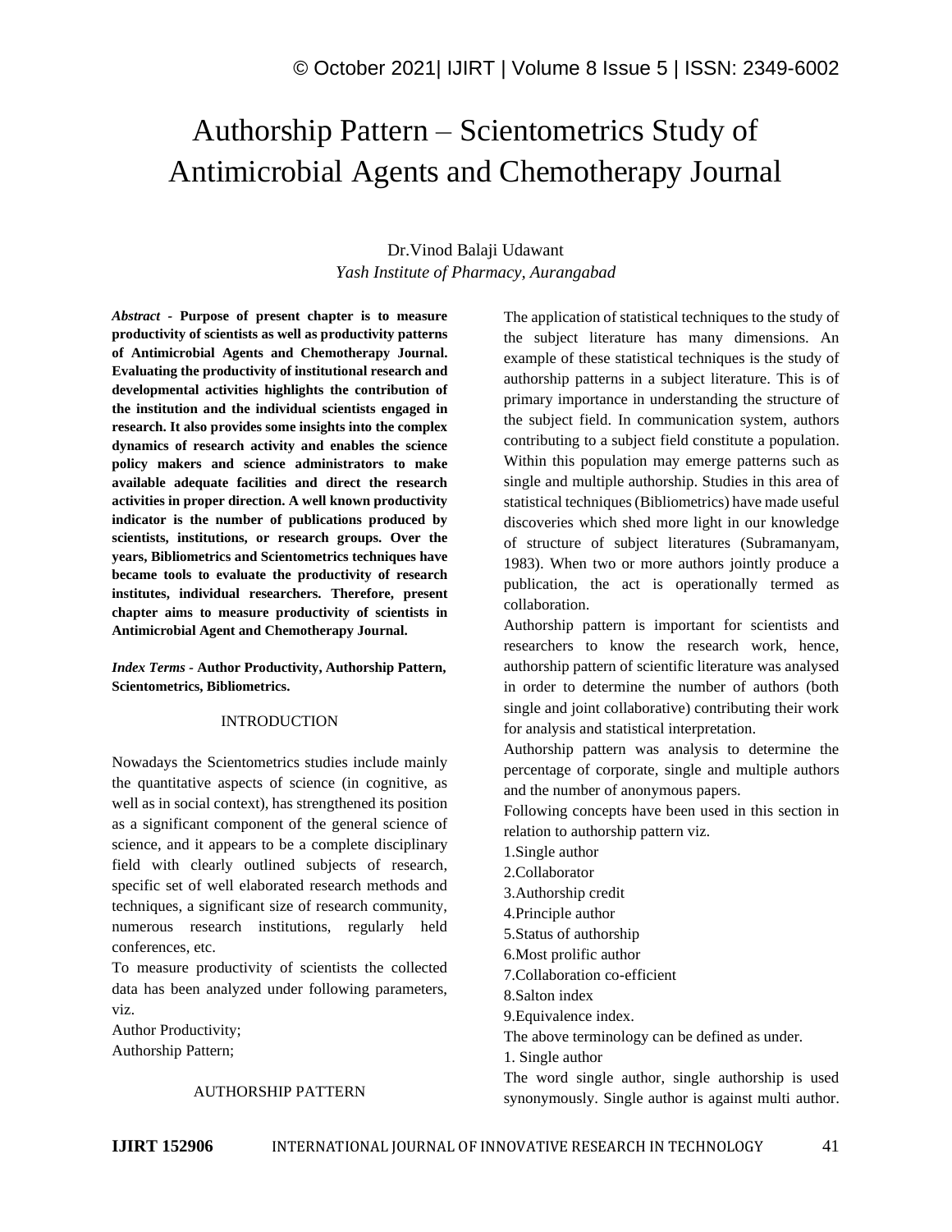# Authorship Pattern – Scientometrics Study of Antimicrobial Agents and Chemotherapy Journal

Dr.Vinod Balaji Udawant

*Yash Institute of Pharmacy, Aurangabad*

***Abstract* - Purpose of present chapter is to measure productivity of scientists as well as productivity patterns of Antimicrobial Agents and Chemotherapy Journal. Evaluating the productivity of institutional research and developmental activities highlights the contribution of the institution and the individual scientists engaged in research. It also provides some insights into the complex dynamics of research activity and enables the science policy makers and science administrators to make available adequate facilities and direct the research activities in proper direction. A well known productivity indicator is the number of publications produced by scientists, institutions, or research groups. Over the years, Bibliometrics and Scientometrics techniques have became tools to evaluate the productivity of research institutes, individual researchers. Therefore, present chapter aims to measure productivity of scientists in Antimicrobial Agent and Chemotherapy Journal.**

***Index Terms* - Author Productivity, Authorship Pattern, Scientometrics, Bibliometrics.**

## INTRODUCTION

Nowadays the Scientometrics studies include mainly the quantitative aspects of science (in cognitive, as well as in social context), has strengthened its position as a significant component of the general science of science, and it appears to be a complete disciplinary field with clearly outlined subjects of research, specific set of well elaborated research methods and techniques, a significant size of research community, numerous research institutions, regularly held conferences, etc.

To measure productivity of scientists the collected data has been analyzed under following parameters, viz.

Author Productivity;

Authorship Pattern;

## AUTHORSHIP PATTERN

The application of statistical techniques to the study of the subject literature has many dimensions. An example of these statistical techniques is the study of authorship patterns in a subject literature. This is of primary importance in understanding the structure of the subject field. In communication system, authors contributing to a subject field constitute a population. Within this population may emerge patterns such as single and multiple authorship. Studies in this area of statistical techniques (Bibliometrics) have made useful discoveries which shed more light in our knowledge of structure of subject literatures (Subramanyam, 1983). When two or more authors jointly produce a publication, the act is operationally termed as collaboration.

Authorship pattern is important for scientists and researchers to know the research work, hence, authorship pattern of scientific literature was analysed in order to determine the number of authors (both single and joint collaborative) contributing their work for analysis and statistical interpretation.

Authorship pattern was analysis to determine the percentage of corporate, single and multiple authors and the number of anonymous papers.

Following concepts have been used in this section in relation to authorship pattern viz.

1.Single author

2.Collaborator

3.Authorship credit

4.Principle author

5.Status of authorship

6.Most prolific author

7.Collaboration co-efficient

8.Salton index

9.Equivalence index.

The above terminology can be defined as under.

1. Single author

The word single author, single authorship is used synonymously. Single author is against multi author.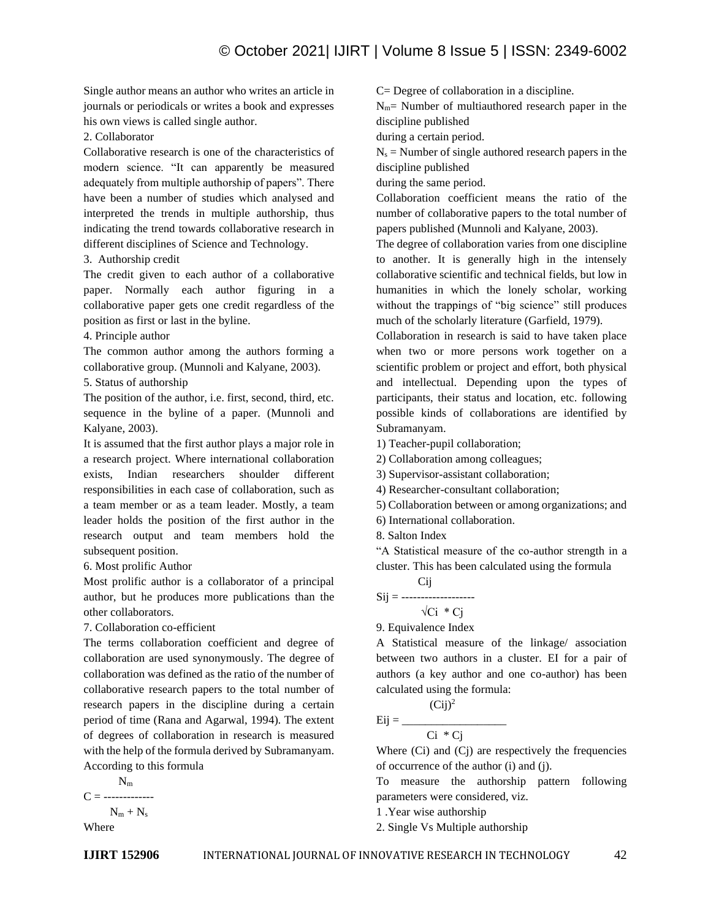Single author means an author who writes an article in journals or periodicals or writes a book and expresses his own views is called single author.

2. Collaborator

Collaborative research is one of the characteristics of modern science. "It can apparently be measured adequately from multiple authorship of papers". There have been a number of studies which analysed and interpreted the trends in multiple authorship, thus indicating the trend towards collaborative research in different disciplines of Science and Technology.

3. Authorship credit

The credit given to each author of a collaborative paper. Normally each author figuring in a collaborative paper gets one credit regardless of the position as first or last in the byline.

4. Principle author

The common author among the authors forming a collaborative group. (Munnoli and Kalyane, 2003).

5. Status of authorship

The position of the author, i.e. first, second, third, etc. sequence in the byline of a paper. (Munnoli and Kalyane, 2003).

It is assumed that the first author plays a major role in a research project. Where international collaboration exists, Indian researchers shoulder different responsibilities in each case of collaboration, such as a team member or as a team leader. Mostly, a team leader holds the position of the first author in the research output and team members hold the subsequent position.

6. Most prolific Author

Most prolific author is a collaborator of a principal author, but he produces more publications than the other collaborators.

7. Collaboration co-efficient

The terms collaboration coefficient and degree of collaboration are used synonymously. The degree of collaboration was defined as the ratio of the number of collaborative research papers to the total number of research papers in the discipline during a certain period of time (Rana and Agarwal, 1994). The extent of degrees of collaboration in research is measured with the help of the formula derived by Subramanyam. According to this formula

$$C = \frac{N_m}{N_m + N_s}$$

Where

C= Degree of collaboration in a discipline.

$N_m$= Number of multiauthored research paper in the discipline published during a certain period.

$N_s$ = Number of single authored research papers in the discipline published during the same period.

Collaboration coefficient means the ratio of the number of collaborative papers to the total number of papers published (Munnoli and Kalyane, 2003).

The degree of collaboration varies from one discipline to another. It is generally high in the intensely collaborative scientific and technical fields, but low in humanities in which the lonely scholar, working without the trappings of "big science" still produces much of the scholarly literature (Garfield, 1979).

Collaboration in research is said to have taken place when two or more persons work together on a scientific problem or project and effort, both physical and intellectual. Depending upon the types of participants, their status and location, etc. following possible kinds of collaborations are identified by Subramanyam.

1) Teacher-pupil collaboration;
2) Collaboration among colleagues;
3) Supervisor-assistant collaboration;
4) Researcher-consultant collaboration;
5) Collaboration between or among organizations; and
6) International collaboration.

8. Salton Index

"A Statistical measure of the co-author strength in a cluster. This has been calculated using the formula

$$S_{ij} = \frac{C_{ij}}{\sqrt{C_i * C_j}}$$

9. Equivalence Index

A Statistical measure of the linkage/ association between two authors in a cluster. EI for a pair of authors (a key author and one co-author) has been calculated using the formula:

$$E_{ij} = \frac{(C_{ij})^2}{C_i * C_j}$$

Where ($C_i$) and ($C_j$) are respectively the frequencies of occurrence of the author (i) and (j).

To measure the authorship pattern following parameters were considered, viz.

1 .Year wise authorship
2. Single Vs Multiple authorship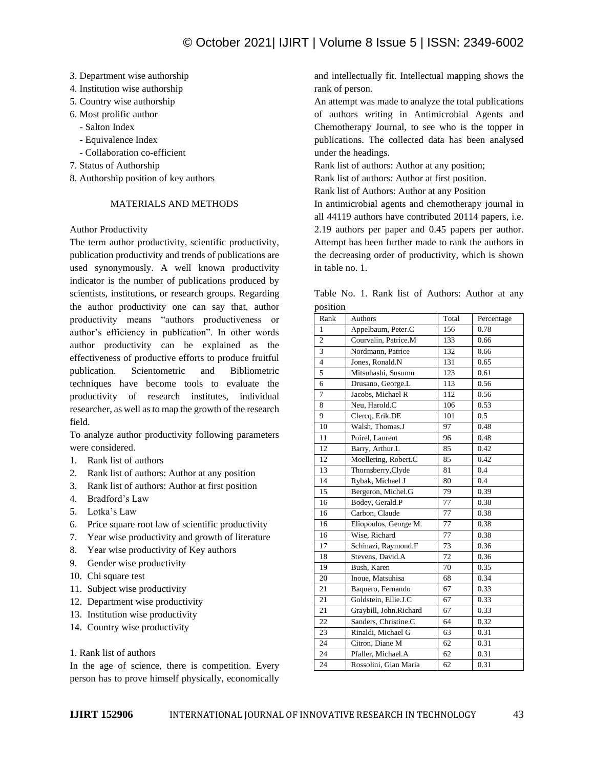3. Department wise authorship
4. Institution wise authorship
5. Country wise authorship
6. Most prolific author
   - Salton Index
   - Equivalence Index
   - Collaboration co-efficient
7. Status of Authorship
8. Authorship position of key authors

## MATERIALS AND METHODS

Author Productivity

The term author productivity, scientific productivity, publication productivity and trends of publications are used synonymously. A well known productivity indicator is the number of publications produced by scientists, institutions, or research groups. Regarding the author productivity one can say that, author productivity means "authors productiveness or author's efficiency in publication". In other words author productivity can be explained as the effectiveness of productive efforts to produce fruitful publication. Scientometric and Bibliometric techniques have become tools to evaluate the productivity of research institutes, individual researcher, as well as to map the growth of the research field.

To analyze author productivity following parameters were considered.

1. Rank list of authors
2. Rank list of authors: Author at any position
3. Rank list of authors: Author at first position
4. Bradford's Law
5. Lotka's Law
6. Price square root law of scientific productivity
7. Year wise productivity and growth of literature
8. Year wise productivity of Key authors
9. Gender wise productivity
10. Chi square test
11. Subject wise productivity
12. Department wise productivity
13. Institution wise productivity
14. Country wise productivity

1. Rank list of authors

In the age of science, there is competition. Every person has to prove himself physically, economically and intellectually fit. Intellectual mapping shows the rank of person.

An attempt was made to analyze the total publications of authors writing in Antimicrobial Agents and Chemotherapy Journal, to see who is the topper in publications. The collected data has been analysed under the headings.

Rank list of authors: Author at any position;

Rank list of authors: Author at first position.

Rank list of Authors: Author at any Position

In antimicrobial agents and chemotherapy journal in all 44119 authors have contributed 20114 papers, i.e. 2.19 authors per paper and 0.45 papers per author. Attempt has been further made to rank the authors in the decreasing order of productivity, which is shown in table no. 1.

Table No. 1. Rank list of Authors: Author at any position

| Rank | Authors | Total | Percentage |
|---|---|---|---|
| 1 | Appelbaum, Peter.C | 156 | 0.78 |
| 2 | Courvalin, Patrice.M | 133 | 0.66 |
| 3 | Nordmann, Patrice | 132 | 0.66 |
| 4 | Jones, Ronald.N | 131 | 0.65 |
| 5 | Mitsuhashi, Susumu | 123 | 0.61 |
| 6 | Drusano, George.L | 113 | 0.56 |
| 7 | Jacobs, Michael R | 112 | 0.56 |
| 8 | Neu, Harold.C | 106 | 0.53 |
| 9 | Clercq, Erik.DE | 101 | 0.5 |
| 10 | Walsh, Thomas.J | 97 | 0.48 |
| 11 | Poirel, Laurent | 96 | 0.48 |
| 12 | Barry, Arthur.L | 85 | 0.42 |
| 12 | Moellering, Robert.C | 85 | 0.42 |
| 13 | Thornsberry,Clyde | 81 | 0.4 |
| 14 | Rybak, Michael J | 80 | 0.4 |
| 15 | Bergeron, Michel.G | 79 | 0.39 |
| 16 | Bodey, Gerald.P | 77 | 0.38 |
| 16 | Carbon, Claude | 77 | 0.38 |
| 16 | Eliopoulos, George M. | 77 | 0.38 |
| 16 | Wise, Richard | 77 | 0.38 |
| 17 | Schinazi, Raymond.F | 73 | 0.36 |
| 18 | Stevens, David.A | 72 | 0.36 |
| 19 | Bush, Karen | 70 | 0.35 |
| 20 | Inoue, Matsuhisa | 68 | 0.34 |
| 21 | Baquero, Fernando | 67 | 0.33 |
| 21 | Goldstein, Ellie.J.C | 67 | 0.33 |
| 21 | Graybill, John.Richard | 67 | 0.33 |
| 22 | Sanders, Christine.C | 64 | 0.32 |
| 23 | Rinaldi, Michael G | 63 | 0.31 |
| 24 | Citron, Diane M | 62 | 0.31 |
| 24 | Pfaller, Michael.A | 62 | 0.31 |
| 24 | Rossolini, Gian Maria | 62 | 0.31 |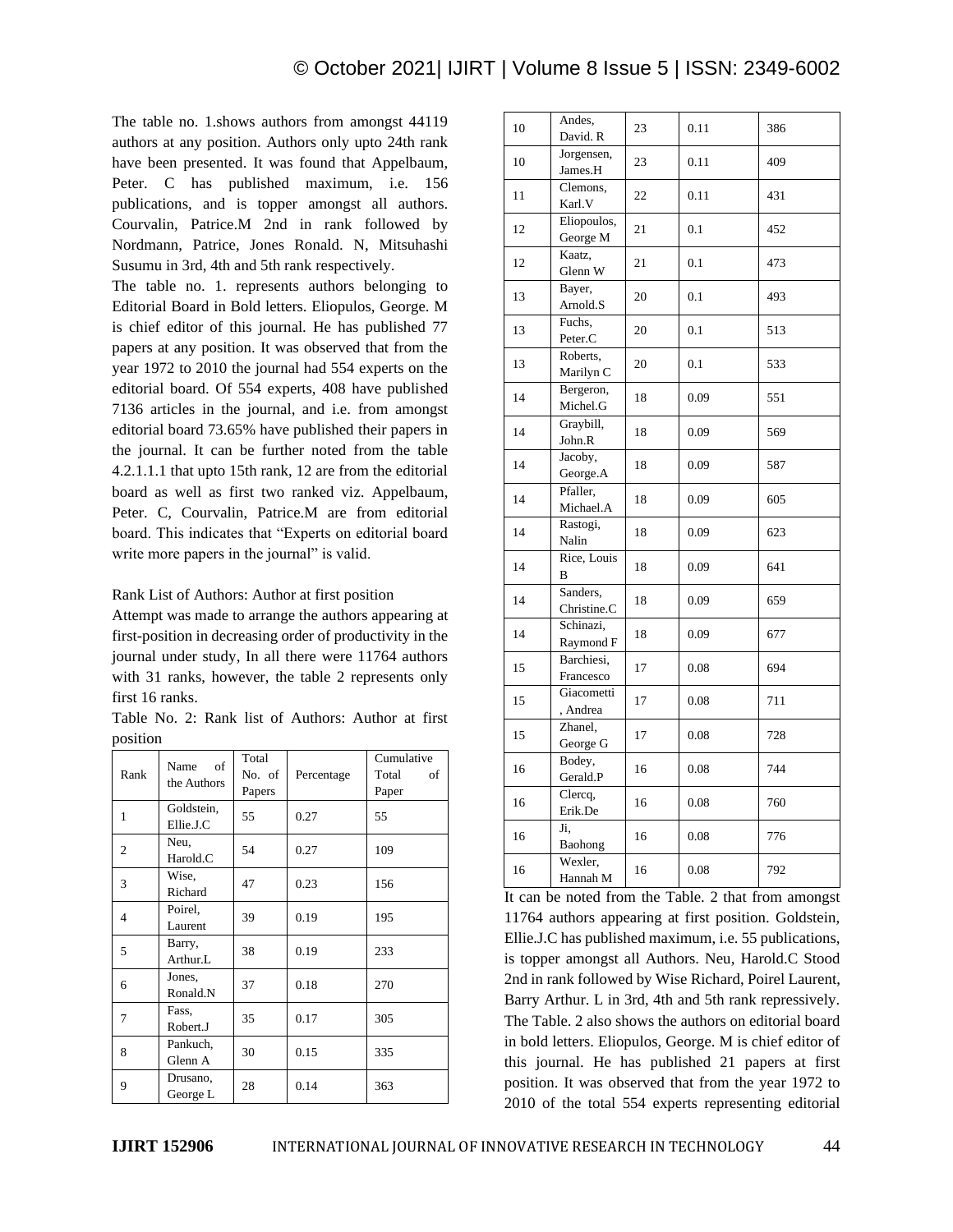The table no. 1.shows authors from amongst 44119 authors at any position. Authors only upto 24th rank have been presented. It was found that Appelbaum, Peter. C has published maximum, i.e. 156 publications, and is topper amongst all authors. Courvalin, Patrice.M 2nd in rank followed by Nordmann, Patrice, Jones Ronald. N, Mitsuhashi Susumu in 3rd, 4th and 5th rank respectively.

The table no. 1. represents authors belonging to Editorial Board in Bold letters. Eliopulos, George. M is chief editor of this journal. He has published 77 papers at any position. It was observed that from the year 1972 to 2010 the journal had 554 experts on the editorial board. Of 554 experts, 408 have published 7136 articles in the journal, and i.e. from amongst editorial board 73.65% have published their papers in the journal. It can be further noted from the table 4.2.1.1.1 that upto 15th rank, 12 are from the editorial board as well as first two ranked viz. Appelbaum, Peter. C, Courvalin, Patrice.M are from editorial board. This indicates that "Experts on editorial board write more papers in the journal" is valid.

Rank List of Authors: Author at first position

Attempt was made to arrange the authors appearing at first-position in decreasing order of productivity in the journal under study, In all there were 11764 authors with 31 ranks, however, the table 2 represents only first 16 ranks.

Table No. 2: Rank list of Authors: Author at first position

| Rank | Name of the Authors | Total No. of Papers | Percentage | Cumulative Total of Paper |
|---|---|---|---|---|
| 1 | Goldstein, Ellie.J.C | 55 | 0.27 | 55 |
| 2 | Neu, Harold.C | 54 | 0.27 | 109 |
| 3 | Wise, Richard | 47 | 0.23 | 156 |
| 4 | Poirel, Laurent | 39 | 0.19 | 195 |
| 5 | Barry, Arthur.L | 38 | 0.19 | 233 |
| 6 | Jones, Ronald.N | 37 | 0.18 | 270 |
| 7 | Fass, Robert.J | 35 | 0.17 | 305 |
| 8 | Pankuch, Glenn A | 30 | 0.15 | 335 |
| 9 | Drusano, George L | 28 | 0.14 | 363 |
| 10 | Andes, David. R | 23 | 0.11 | 386 |
| 10 | Jorgensen, James.H | 23 | 0.11 | 409 |
| 11 | Clemons, Karl.V | 22 | 0.11 | 431 |
| 12 | Eliopoulos, George M | 21 | 0.1 | 452 |
| 12 | Kaatz, Glenn W | 21 | 0.1 | 473 |
| 13 | Bayer, Arnold.S | 20 | 0.1 | 493 |
| 13 | Fuchs, Peter.C | 20 | 0.1 | 513 |
| 13 | Roberts, Marilyn C | 20 | 0.1 | 533 |
| 14 | Bergeron, Michel.G | 18 | 0.09 | 551 |
| 14 | Graybill, John.R | 18 | 0.09 | 569 |
| 14 | Jacoby, George.A | 18 | 0.09 | 587 |
| 14 | Pfaller, Michael.A | 18 | 0.09 | 605 |
| 14 | Rastogi, Nalin | 18 | 0.09 | 623 |
| 14 | Rice, Louis B | 18 | 0.09 | 641 |
| 14 | Sanders, Christine.C | 18 | 0.09 | 659 |
| 14 | Schinazi, Raymond F | 18 | 0.09 | 677 |
| 15 | Barchiesi, Francesco | 17 | 0.08 | 694 |
| 15 | Giacometti, Andrea | 17 | 0.08 | 711 |
| 15 | Zhanel, George G | 17 | 0.08 | 728 |
| 16 | Bodey, Gerald.P | 16 | 0.08 | 744 |
| 16 | Clercq, Erik.De | 16 | 0.08 | 760 |
| 16 | Ji, Baohong | 16 | 0.08 | 776 |
| 16 | Wexler, Hannah M | 16 | 0.08 | 792 |

It can be noted from the Table. 2 that from amongst 11764 authors appearing at first position. Goldstein, Ellie.J.C has published maximum, i.e. 55 publications, is topper amongst all Authors. Neu, Harold.C Stood 2nd in rank followed by Wise Richard, Poirel Laurent, Barry Arthur. L in 3rd, 4th and 5th rank repressively. The Table. 2 also shows the authors on editorial board in bold letters. Eliopulos, George. M is chief editor of this journal. He has published 21 papers at first position. It was observed that from the year 1972 to 2010 of the total 554 experts representing editorial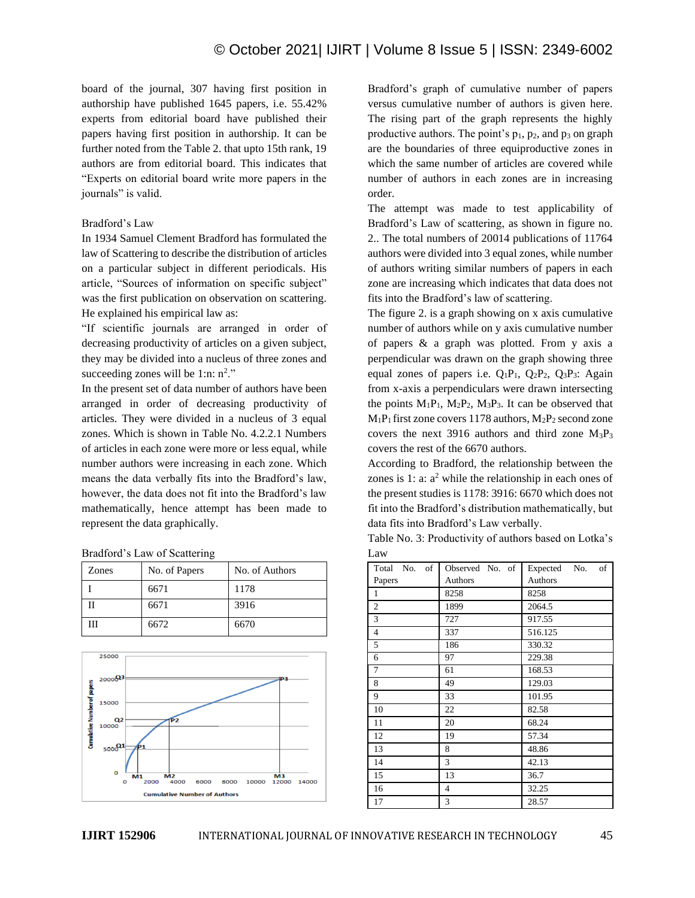board of the journal, 307 having first position in authorship have published 1645 papers, i.e. 55.42% experts from editorial board have published their papers having first position in authorship. It can be further noted from the Table 2. that upto 15th rank, 19 authors are from editorial board. This indicates that "Experts on editorial board write more papers in the journals" is valid.

Bradford's Law

In 1934 Samuel Clement Bradford has formulated the law of Scattering to describe the distribution of articles on a particular subject in different periodicals. His article, "Sources of information on specific subject" was the first publication on observation on scattering. He explained his empirical law as:

"If scientific journals are arranged in order of decreasing productivity of articles on a given subject, they may be divided into a nucleus of three zones and succeeding zones will be 1:n: $n^2$."

In the present set of data number of authors have been arranged in order of decreasing productivity of articles. They were divided in a nucleus of 3 equal zones. Which is shown in Table No. 4.2.2.1 Numbers of articles in each zone were more or less equal, while number authors were increasing in each zone. Which means the data verbally fits into the Bradford's law, however, the data does not fit into the Bradford's law mathematically, hence attempt has been made to represent the data graphically.

Bradford's Law of Scattering

| Zones | No. of Papers | No. of Authors |
|---|---|---|
| I | 6671 | 1178 |
| II | 6671 | 3916 |
| III | 6672 | 6670 |

Bradford's graph of cumulative number of papers versus cumulative number of authors is given here. The rising part of the graph represents the highly productive authors. The point's $p_1$, $p_2$, and $p_3$ on graph are the boundaries of three equiproductive zones in which the same number of articles are covered while number of authors in each zones are in increasing order.

The attempt was made to test applicability of Bradford's Law of scattering, as shown in figure no. 2.. The total numbers of 20014 publications of 11764 authors were divided into 3 equal zones, while number of authors writing similar numbers of papers in each zone are increasing which indicates that data does not fits into the Bradford's law of scattering.

The figure 2. is a graph showing on x axis cumulative number of authors while on y axis cumulative number of papers & a graph was plotted. From y axis a perpendicular was drawn on the graph showing three equal zones of papers i.e. $Q_1P_1$, $Q_2P_2$, $Q_3P_3$: Again from x-axis a perpendiculars were drawn intersecting the points $M_1P_1$, $M_2P_2$, $M_3P_3$. It can be observed that $M_1P_1$ first zone covers 1178 authors, $M_2P_2$ second zone covers the next 3916 authors and third zone $M_3P_3$ covers the rest of the 6670 authors.

According to Bradford, the relationship between the zones is 1: a: $a^2$ while the relationship in each ones of the present studies is 1178: 3916: 6670 which does not fit into the Bradford's distribution mathematically, but data fits into Bradford's Law verbally.

Table No. 3: Productivity of authors based on Lotka's Law

| Total No. of Papers | Observed No. of Authors | Expected No. of Authors |
|---|---|---|
| 1 | 8258 | 8258 |
| 2 | 1899 | 2064.5 |
| 3 | 727 | 917.55 |
| 4 | 337 | 516.125 |
| 5 | 186 | 330.32 |
| 6 | 97 | 229.38 |
| 7 | 61 | 168.53 |
| 8 | 49 | 129.03 |
| 9 | 33 | 101.95 |
| 10 | 22 | 82.58 |
| 11 | 20 | 68.24 |
| 12 | 19 | 57.34 |
| 13 | 8 | 48.86 |
| 14 | 3 | 42.13 |
| 15 | 13 | 36.7 |
| 16 | 4 | 32.25 |
| 17 | 3 | 28.57 |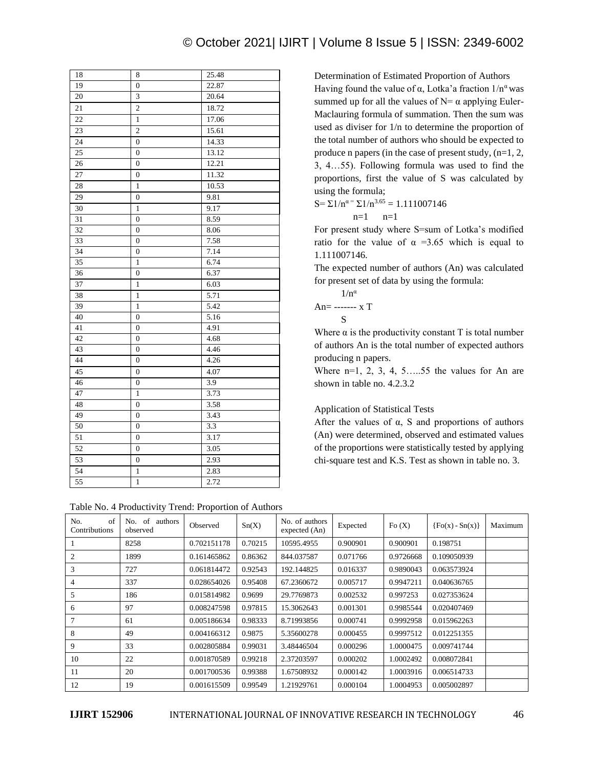| | | |
|---|---|---|
| 18 | 8 | 25.48 |
| 19 | 0 | 22.87 |
| 20 | 3 | 20.64 |
| 21 | 2 | 18.72 |
| 22 | 1 | 17.06 |
| 23 | 2 | 15.61 |
| 24 | 0 | 14.33 |
| 25 | 0 | 13.12 |
| 26 | 0 | 12.21 |
| 27 | 0 | 11.32 |
| 28 | 1 | 10.53 |
| 29 | 0 | 9.81 |
| 30 | 1 | 9.17 |
| 31 | 0 | 8.59 |
| 32 | 0 | 8.06 |
| 33 | 0 | 7.58 |
| 34 | 0 | 7.14 |
| 35 | 1 | 6.74 |
| 36 | 0 | 6.37 |
| 37 | 1 | 6.03 |
| 38 | 1 | 5.71 |
| 39 | 1 | 5.42 |
| 40 | 0 | 5.16 |
| 41 | 0 | 4.91 |
| 42 | 0 | 4.68 |
| 43 | 0 | 4.46 |
| 44 | 0 | 4.26 |
| 45 | 0 | 4.07 |
| 46 | 0 | 3.9 |
| 47 | 1 | 3.73 |
| 48 | 0 | 3.58 |
| 49 | 0 | 3.43 |
| 50 | 0 | 3.3 |
| 51 | 0 | 3.17 |
| 52 | 0 | 3.05 |
| 53 | 0 | 2.93 |
| 54 | 1 | 2.83 |
| 55 | 1 | 2.72 |

Determination of Estimated Proportion of Authors

Having found the value of α, Lotka'a fraction $1/n^{\alpha}$ was summed up for all the values of N= α applying Euler-Maclauring formula of summation. Then the sum was used as diviser for 1/n to determine the proportion of the total number of authors who should be expected to produce n papers (in the case of present study, (n=1, 2, 3, 4…55). Following formula was used to find the proportions, first the value of S was calculated by using the formula;

$$S= \sum_{n=1} 1/n^{\alpha} = \sum_{n=1} 1/n^{3.65} = 1.111007146$$

For present study where S=sum of Lotka's modified ratio for the value of α =3.65 which is equal to 1.111007146.

The expected number of authors (An) was calculated for present set of data by using the formula:

$$An = \frac{1/n^{\alpha}}{S} \times T$$

Where α is the productivity constant T is total number of authors An is the total number of expected authors producing n papers.

Where n=1, 2, 3, 4, 5…..55 the values for An are shown in table no. 4.2.3.2

Application of Statistical Tests

After the values of α, S and proportions of authors (An) were determined, observed and estimated values of the proportions were statistically tested by applying chi-square test and K.S. Test as shown in table no. 3.

Table No. 4 Productivity Trend: Proportion of Authors

| No. of Contributions | No. of authors observed | Observed | Sn(X) | No. of authors expected (An) | Expected | Fo (X) | {Fo(x) - Sn(x)} | Maximum |
|---|---|---|---|---|---|---|---|---|
| 1 | 8258 | 0.702151178 | 0.70215 | 10595.4955 | 0.900901 | 0.900901 | 0.198751 | |
| 2 | 1899 | 0.161465862 | 0.86362 | 844.037587 | 0.071766 | 0.9726668 | 0.109050939 | |
| 3 | 727 | 0.061814472 | 0.92543 | 192.144825 | 0.016337 | 0.9890043 | 0.063573924 | |
| 4 | 337 | 0.028654026 | 0.95408 | 67.2360672 | 0.005717 | 0.9947211 | 0.040636765 | |
| 5 | 186 | 0.015814982 | 0.9699 | 29.7769873 | 0.002532 | 0.997253 | 0.027353624 | |
| 6 | 97 | 0.008247598 | 0.97815 | 15.3062643 | 0.001301 | 0.9985544 | 0.020407469 | |
| 7 | 61 | 0.005186634 | 0.98333 | 8.71993856 | 0.000741 | 0.9992958 | 0.015962263 | |
| 8 | 49 | 0.004166312 | 0.9875 | 5.35600278 | 0.000455 | 0.9997512 | 0.012251355 | |
| 9 | 33 | 0.002805884 | 0.99031 | 3.48446504 | 0.000296 | 1.0000475 | 0.009741744 | |
| 10 | 22 | 0.001870589 | 0.99218 | 2.37203597 | 0.000202 | 1.0002492 | 0.008072841 | |
| 11 | 20 | 0.001700536 | 0.99388 | 1.67508932 | 0.000142 | 1.0003916 | 0.006514733 | |
| 12 | 19 | 0.001615509 | 0.99549 | 1.21929761 | 0.000104 | 1.0004953 | 0.005002897 | |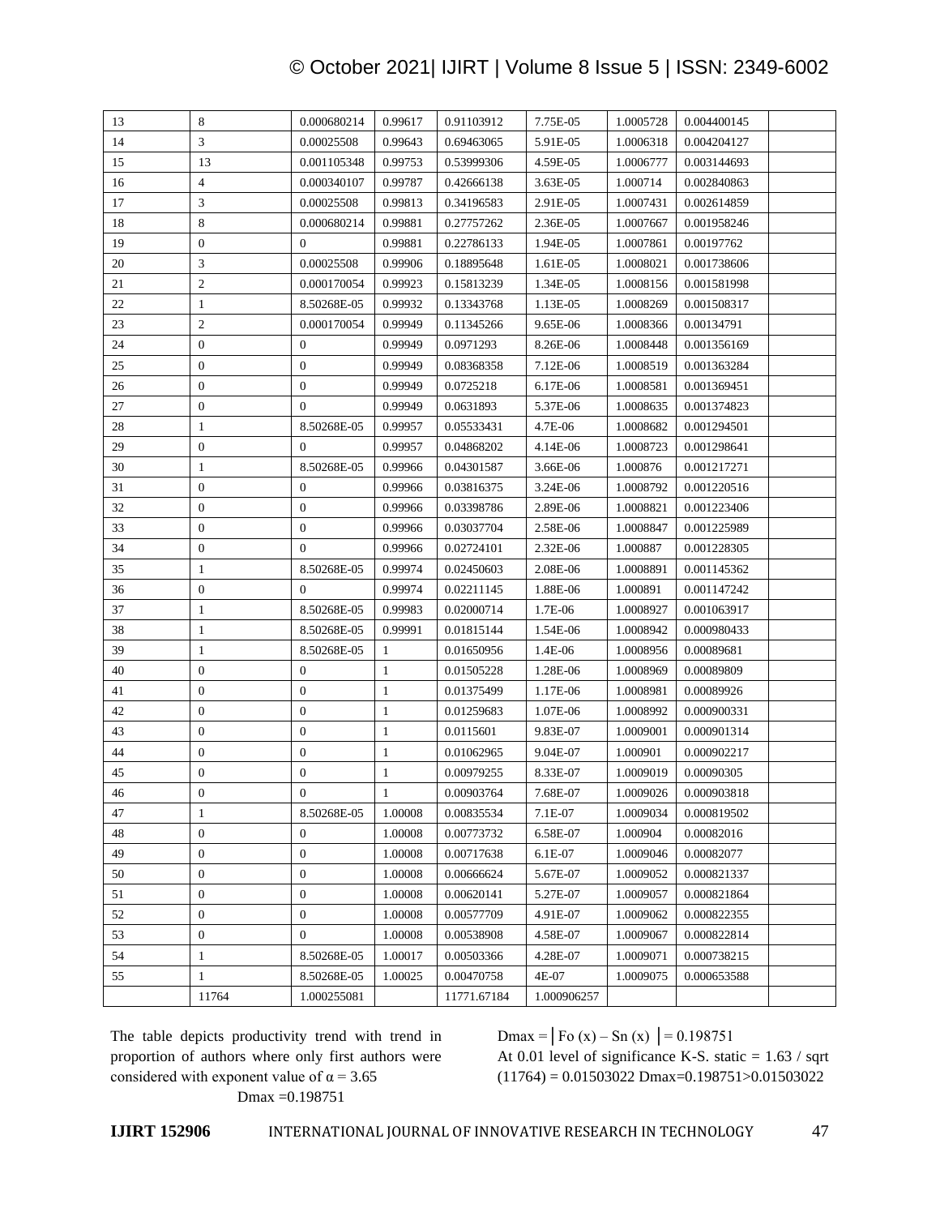| | | | | | | | | |
|---|---|---|---|---|---|---|---|---|
| 13 | 8 | 0.000680214 | 0.99617 | 0.91103912 | 7.75E-05 | 1.0005728 | 0.004400145 | |
| 14 | 3 | 0.00025508 | 0.99643 | 0.69463065 | 5.91E-05 | 1.0006318 | 0.004204127 | |
| 15 | 13 | 0.001105348 | 0.99753 | 0.53999306 | 4.59E-05 | 1.0006777 | 0.003144693 | |
| 16 | 4 | 0.000340107 | 0.99787 | 0.42666138 | 3.63E-05 | 1.000714 | 0.002840863 | |
| 17 | 3 | 0.00025508 | 0.99813 | 0.34196583 | 2.91E-05 | 1.0007431 | 0.002614859 | |
| 18 | 8 | 0.000680214 | 0.99881 | 0.27757262 | 2.36E-05 | 1.0007667 | 0.001958246 | |
| 19 | 0 | 0 | 0.99881 | 0.22786133 | 1.94E-05 | 1.0007861 | 0.00197762 | |
| 20 | 3 | 0.00025508 | 0.99906 | 0.18895648 | 1.61E-05 | 1.0008021 | 0.001738606 | |
| 21 | 2 | 0.000170054 | 0.99923 | 0.15813239 | 1.34E-05 | 1.0008156 | 0.001581998 | |
| 22 | 1 | 8.50268E-05 | 0.99932 | 0.13343768 | 1.13E-05 | 1.0008269 | 0.001508317 | |
| 23 | 2 | 0.000170054 | 0.99949 | 0.11345266 | 9.65E-06 | 1.0008366 | 0.00134791 | |
| 24 | 0 | 0 | 0.99949 | 0.0971293 | 8.26E-06 | 1.0008448 | 0.001356169 | |
| 25 | 0 | 0 | 0.99949 | 0.08368358 | 7.12E-06 | 1.0008519 | 0.001363284 | |
| 26 | 0 | 0 | 0.99949 | 0.0725218 | 6.17E-06 | 1.0008581 | 0.001369451 | |
| 27 | 0 | 0 | 0.99949 | 0.0631893 | 5.37E-06 | 1.0008635 | 0.001374823 | |
| 28 | 1 | 8.50268E-05 | 0.99957 | 0.05533431 | 4.7E-06 | 1.0008682 | 0.001294501 | |
| 29 | 0 | 0 | 0.99957 | 0.04868202 | 4.14E-06 | 1.0008723 | 0.001298641 | |
| 30 | 1 | 8.50268E-05 | 0.99966 | 0.04301587 | 3.66E-06 | 1.000876 | 0.001217271 | |
| 31 | 0 | 0 | 0.99966 | 0.03816375 | 3.24E-06 | 1.0008792 | 0.001220516 | |
| 32 | 0 | 0 | 0.99966 | 0.03398786 | 2.89E-06 | 1.0008821 | 0.001223406 | |
| 33 | 0 | 0 | 0.99966 | 0.03037704 | 2.58E-06 | 1.0008847 | 0.001225989 | |
| 34 | 0 | 0 | 0.99966 | 0.02724101 | 2.32E-06 | 1.000887 | 0.001228305 | |
| 35 | 1 | 8.50268E-05 | 0.99974 | 0.02450603 | 2.08E-06 | 1.0008891 | 0.001145362 | |
| 36 | 0 | 0 | 0.99974 | 0.02211145 | 1.88E-06 | 1.000891 | 0.001147242 | |
| 37 | 1 | 8.50268E-05 | 0.99983 | 0.02000714 | 1.7E-06 | 1.0008927 | 0.001063917 | |
| 38 | 1 | 8.50268E-05 | 0.99991 | 0.01815144 | 1.54E-06 | 1.0008942 | 0.000980433 | |
| 39 | 1 | 8.50268E-05 | 1 | 0.01650956 | 1.4E-06 | 1.0008956 | 0.00089681 | |
| 40 | 0 | 0 | 1 | 0.01505228 | 1.28E-06 | 1.0008969 | 0.00089809 | |
| 41 | 0 | 0 | 1 | 0.01375499 | 1.17E-06 | 1.0008981 | 0.00089926 | |
| 42 | 0 | 0 | 1 | 0.01259683 | 1.07E-06 | 1.0008992 | 0.000900331 | |
| 43 | 0 | 0 | 1 | 0.0115601 | 9.83E-07 | 1.0009001 | 0.000901314 | |
| 44 | 0 | 0 | 1 | 0.01062965 | 9.04E-07 | 1.000901 | 0.000902217 | |
| 45 | 0 | 0 | 1 | 0.00979255 | 8.33E-07 | 1.0009019 | 0.00090305 | |
| 46 | 0 | 0 | 1 | 0.00903764 | 7.68E-07 | 1.0009026 | 0.000903818 | |
| 47 | 1 | 8.50268E-05 | 1.00008 | 0.00835534 | 7.1E-07 | 1.0009034 | 0.000819502 | |
| 48 | 0 | 0 | 1.00008 | 0.00773732 | 6.58E-07 | 1.000904 | 0.00082016 | |
| 49 | 0 | 0 | 1.00008 | 0.00717638 | 6.1E-07 | 1.0009046 | 0.00082077 | |
| 50 | 0 | 0 | 1.00008 | 0.00666624 | 5.67E-07 | 1.0009052 | 0.000821337 | |
| 51 | 0 | 0 | 1.00008 | 0.00620141 | 5.27E-07 | 1.0009057 | 0.000821864 | |
| 52 | 0 | 0 | 1.00008 | 0.00577709 | 4.91E-07 | 1.0009062 | 0.000822355 | |
| 53 | 0 | 0 | 1.00008 | 0.00538908 | 4.58E-07 | 1.0009067 | 0.000822814 | |
| 54 | 1 | 8.50268E-05 | 1.00017 | 0.00503366 | 4.28E-07 | 1.0009071 | 0.000738215 | |
| 55 | 1 | 8.50268E-05 | 1.00025 | 0.00470758 | 4E-07 | 1.0009075 | 0.000653588 | |
| | 11764 | 1.000255081 | | 11771.67184 | 1.000906257 | | | |

The table depicts productivity trend with trend in proportion of authors where only first authors were considered with exponent value of $\alpha = 3.65$

Dmax =0.198751

$Dmax = |Fo(x) – Sn(x)| = 0.198751$

At 0.01 level of significance K-S. static = 1.63 / sqrt (11764) = 0.01503022 Dmax=0.198751>0.01503022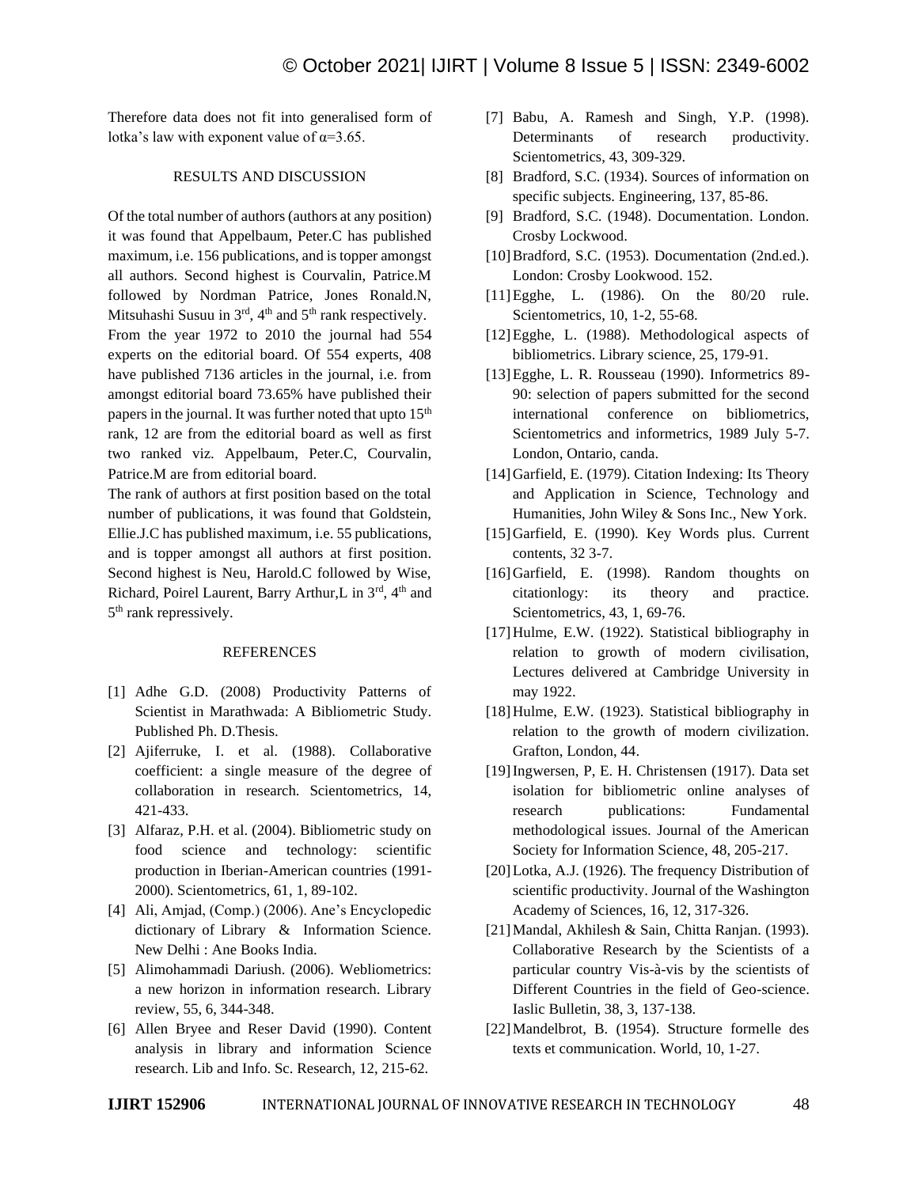Therefore data does not fit into generalised form of lotka's law with exponent value of $\alpha$=3.65.

## RESULTS AND DISCUSSION

Of the total number of authors (authors at any position) it was found that Appelbaum, Peter.C has published maximum, i.e. 156 publications, and is topper amongst all authors. Second highest is Courvalin, Patrice.M followed by Nordman Patrice, Jones Ronald.N, Mitsuhashi Susuu in 3rd, 4th and 5th rank respectively.

From the year 1972 to 2010 the journal had 554 experts on the editorial board. Of 554 experts, 408 have published 7136 articles in the journal, i.e. from amongst editorial board 73.65% have published their papers in the journal. It was further noted that upto 15th rank, 12 are from the editorial board as well as first two ranked viz. Appelbaum, Peter.C, Courvalin, Patrice.M are from editorial board.

The rank of authors at first position based on the total number of publications, it was found that Goldstein, Ellie.J.C has published maximum, i.e. 55 publications, and is topper amongst all authors at first position. Second highest is Neu, Harold.C followed by Wise, Richard, Poirel Laurent, Barry Arthur,L in 3rd, 4th and 5th rank repressively.

## REFERENCES

[1] Adhe G.D. (2008) Productivity Patterns of Scientist in Marathwada: A Bibliometric Study. Published Ph. D.Thesis.

[2] Ajiferruke, I. et al. (1988). Collaborative coefficient: a single measure of the degree of collaboration in research. Scientometrics, 14, 421-433.

[3] Alfaraz, P.H. et al. (2004). Bibliometric study on food science and technology: scientific production in Iberian-American countries (1991-2000). Scientometrics, 61, 1, 89-102.

[4] Ali, Amjad, (Comp.) (2006). Ane's Encyclopedic dictionary of Library & Information Science. New Delhi : Ane Books India.

[5] Alimohammadi Dariush. (2006). Webliometrics: a new horizon in information research. Library review, 55, 6, 344-348.

[6] Allen Bryee and Reser David (1990). Content analysis in library and information Science research. Lib and Info. Sc. Research, 12, 215-62.

[7] Babu, A. Ramesh and Singh, Y.P. (1998). Determinants of research productivity. Scientometrics, 43, 309-329.

[8] Bradford, S.C. (1934). Sources of information on specific subjects. Engineering, 137, 85-86.

[9] Bradford, S.C. (1948). Documentation. London. Crosby Lockwood.

[10] Bradford, S.C. (1953). Documentation (2nd.ed.). London: Crosby Lookwood. 152.

[11] Egghe, L. (1986). On the 80/20 rule. Scientometrics, 10, 1-2, 55-68.

[12] Egghe, L. (1988). Methodological aspects of bibliometrics. Library science, 25, 179-91.

[13] Egghe, L. R. Rousseau (1990). Informetrics 89-90: selection of papers submitted for the second international conference on bibliometrics, Scientometrics and informetrics, 1989 July 5-7. London, Ontario, canda.

[14] Garfield, E. (1979). Citation Indexing: Its Theory and Application in Science, Technology and Humanities, John Wiley & Sons Inc., New York.

[15] Garfield, E. (1990). Key Words plus. Current contents, 32 3-7.

[16] Garfield, E. (1998). Random thoughts on citationlogy: its theory and practice. Scientometrics, 43, 1, 69-76.

[17] Hulme, E.W. (1922). Statistical bibliography in relation to growth of modern civilisation, Lectures delivered at Cambridge University in may 1922.

[18] Hulme, E.W. (1923). Statistical bibliography in relation to the growth of modern civilization. Grafton, London, 44.

[19] Ingwersen, P, E. H. Christensen (1917). Data set isolation for bibliometric online analyses of research publications: Fundamental methodological issues. Journal of the American Society for Information Science, 48, 205-217.

[20] Lotka, A.J. (1926). The frequency Distribution of scientific productivity. Journal of the Washington Academy of Sciences, 16, 12, 317-326.

[21] Mandal, Akhilesh & Sain, Chitta Ranjan. (1993). Collaborative Research by the Scientists of a particular country Vis-à-vis by the scientists of Different Countries in the field of Geo-science. Iaslic Bulletin, 38, 3, 137-138.

[22] Mandelbrot, B. (1954). Structure formelle des texts et communication. World, 10, 1-27.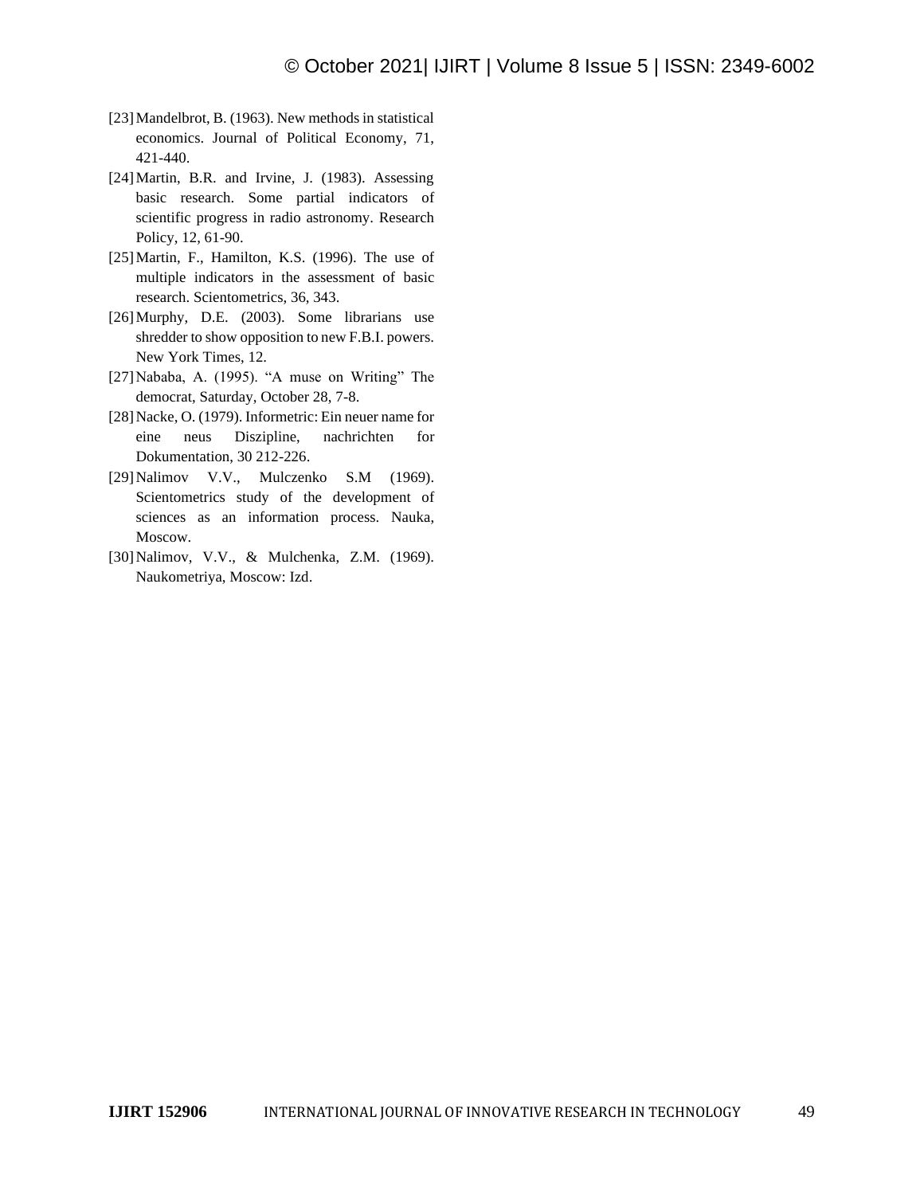[23] Mandelbrot, B. (1963). New methods in statistical economics. Journal of Political Economy, 71, 421-440.

[24] Martin, B.R. and Irvine, J. (1983). Assessing basic research. Some partial indicators of scientific progress in radio astronomy. Research Policy, 12, 61-90.

[25] Martin, F., Hamilton, K.S. (1996). The use of multiple indicators in the assessment of basic research. Scientometrics, 36, 343.

[26] Murphy, D.E. (2003). Some librarians use shredder to show opposition to new F.B.I. powers. New York Times, 12.

[27] Nababa, A. (1995). "A muse on Writing" The democrat, Saturday, October 28, 7-8.

[28] Nacke, O. (1979). Informetric: Ein neuer name for eine neus Diszipline, nachrichten for Dokumentation, 30 212-226.

[29] Nalimov V.V., Mulczenko S.M (1969). Scientometrics study of the development of sciences as an information process. Nauka, Moscow.

[30] Nalimov, V.V., & Mulchenka, Z.M. (1969). Naukometriya, Moscow: Izd.